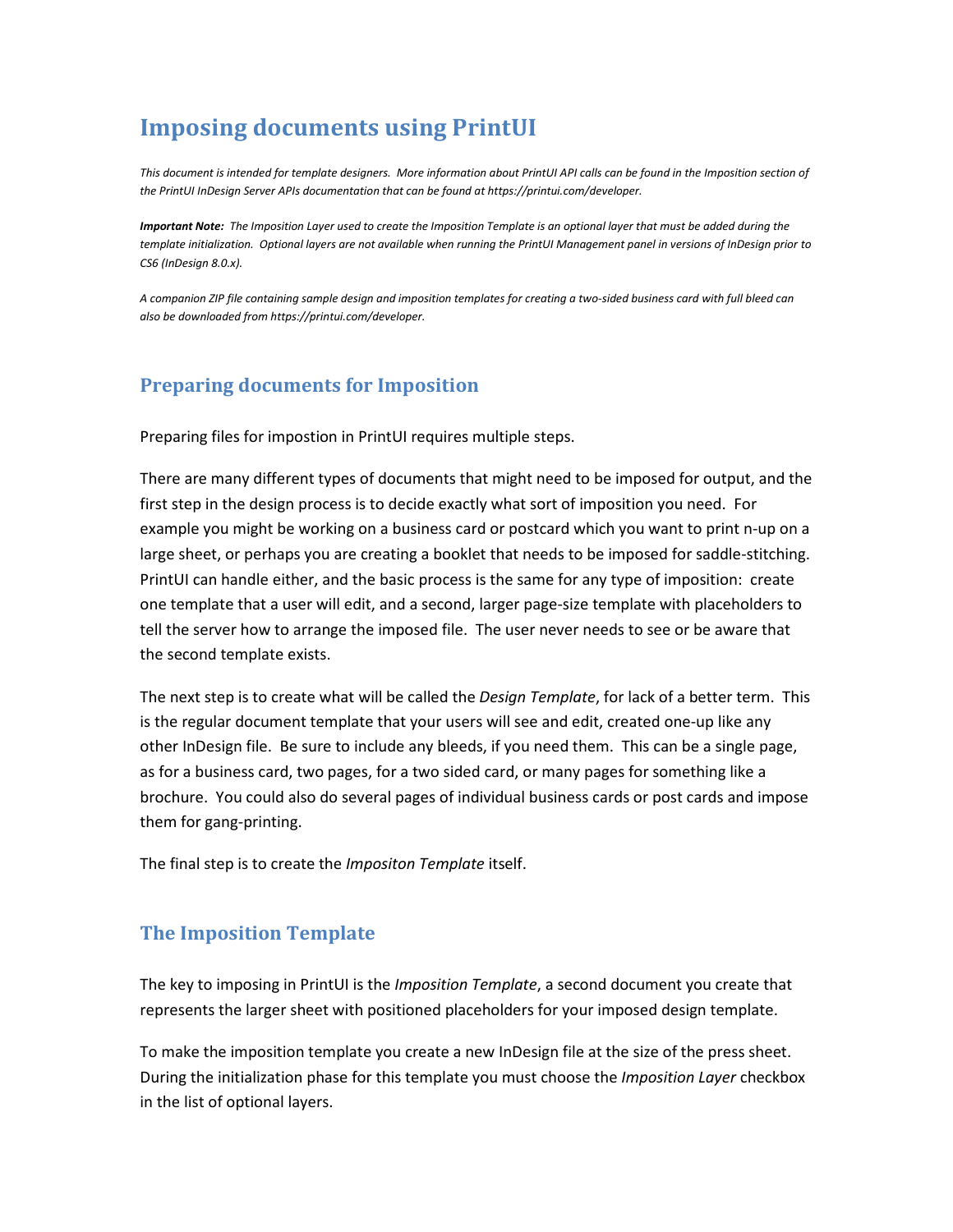# Imposing documents using PrintUI

*This document is intended for template designers. More information about PrintUI API calls can be found in the Imposition section of the PrintUI InDesign Server APIs documentation that can be found at https://printui.com/developer.*

***Important Note:*** *The Imposition Layer used to create the Imposition Template is an optional layer that must be added during the template initialization. Optional layers are not available when running the PrintUI Management panel in versions of InDesign prior to CS6 (InDesign 8.0.x).*

*A companion ZIP file containing sample design and imposition templates for creating a two-sided business card with full bleed can also be downloaded from https://printui.com/developer.*

## Preparing documents for Imposition

Preparing files for impostion in PrintUI requires multiple steps.

There are many different types of documents that might need to be imposed for output, and the first step in the design process is to decide exactly what sort of imposition you need. For example you might be working on a business card or postcard which you want to print n-up on a large sheet, or perhaps you are creating a booklet that needs to be imposed for saddle-stitching. PrintUI can handle either, and the basic process is the same for any type of imposition: create one template that a user will edit, and a second, larger page-size template with placeholders to tell the server how to arrange the imposed file. The user never needs to see or be aware that the second template exists.

The next step is to create what will be called the *Design Template*, for lack of a better term. This is the regular document template that your users will see and edit, created one-up like any other InDesign file. Be sure to include any bleeds, if you need them. This can be a single page, as for a business card, two pages, for a two sided card, or many pages for something like a brochure. You could also do several pages of individual business cards or post cards and impose them for gang-printing.

The final step is to create the *Impositon Template* itself.

## The Imposition Template

The key to imposing in PrintUI is the *Imposition Template*, a second document you create that represents the larger sheet with positioned placeholders for your imposed design template.

To make the imposition template you create a new InDesign file at the size of the press sheet. During the initialization phase for this template you must choose the *Imposition Layer* checkbox in the list of optional layers.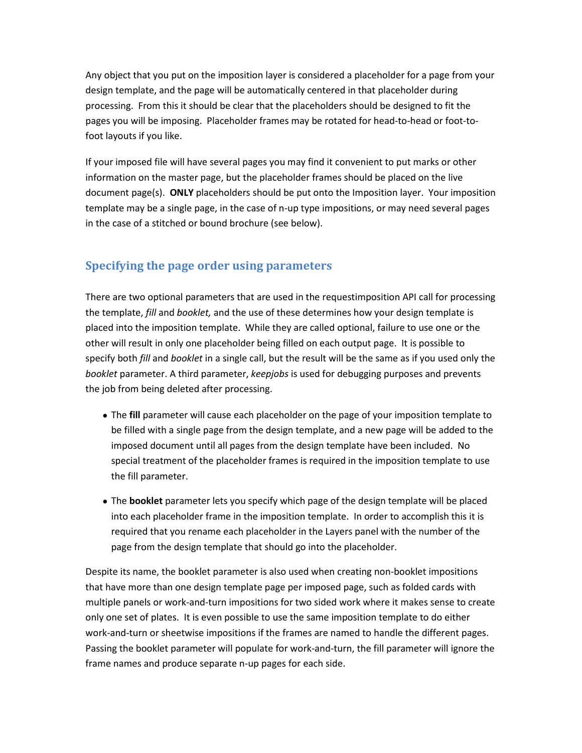Any object that you put on the imposition layer is considered a placeholder for a page from your design template, and the page will be automatically centered in that placeholder during processing. From this it should be clear that the placeholders should be designed to fit the pages you will be imposing. Placeholder frames may be rotated for head-to-head or foot-to-foot layouts if you like.

If your imposed file will have several pages you may find it convenient to put marks or other information on the master page, but the placeholder frames should be placed on the live document page(s). **ONLY** placeholders should be put onto the Imposition layer. Your imposition template may be a single page, in the case of n-up type impositions, or may need several pages in the case of a stitched or bound brochure (see below).

## Specifying the page order using parameters

There are two optional parameters that are used in the requestimposition API call for processing the template, *fill* and *booklet,* and the use of these determines how your design template is placed into the imposition template. While they are called optional, failure to use one or the other will result in only one placeholder being filled on each output page. It is possible to specify both *fill* and *booklet* in a single call, but the result will be the same as if you used only the *booklet* parameter. A third parameter, *keepjobs* is used for debugging purposes and prevents the job from being deleted after processing.

- The **fill** parameter will cause each placeholder on the page of your imposition template to be filled with a single page from the design template, and a new page will be added to the imposed document until all pages from the design template have been included. No special treatment of the placeholder frames is required in the imposition template to use the fill parameter.
- The **booklet** parameter lets you specify which page of the design template will be placed into each placeholder frame in the imposition template. In order to accomplish this it is required that you rename each placeholder in the Layers panel with the number of the page from the design template that should go into the placeholder.

Despite its name, the booklet parameter is also used when creating non-booklet impositions that have more than one design template page per imposed page, such as folded cards with multiple panels or work-and-turn impositions for two sided work where it makes sense to create only one set of plates. It is even possible to use the same imposition template to do either work-and-turn or sheetwise impositions if the frames are named to handle the different pages. Passing the booklet parameter will populate for work-and-turn, the fill parameter will ignore the frame names and produce separate n-up pages for each side.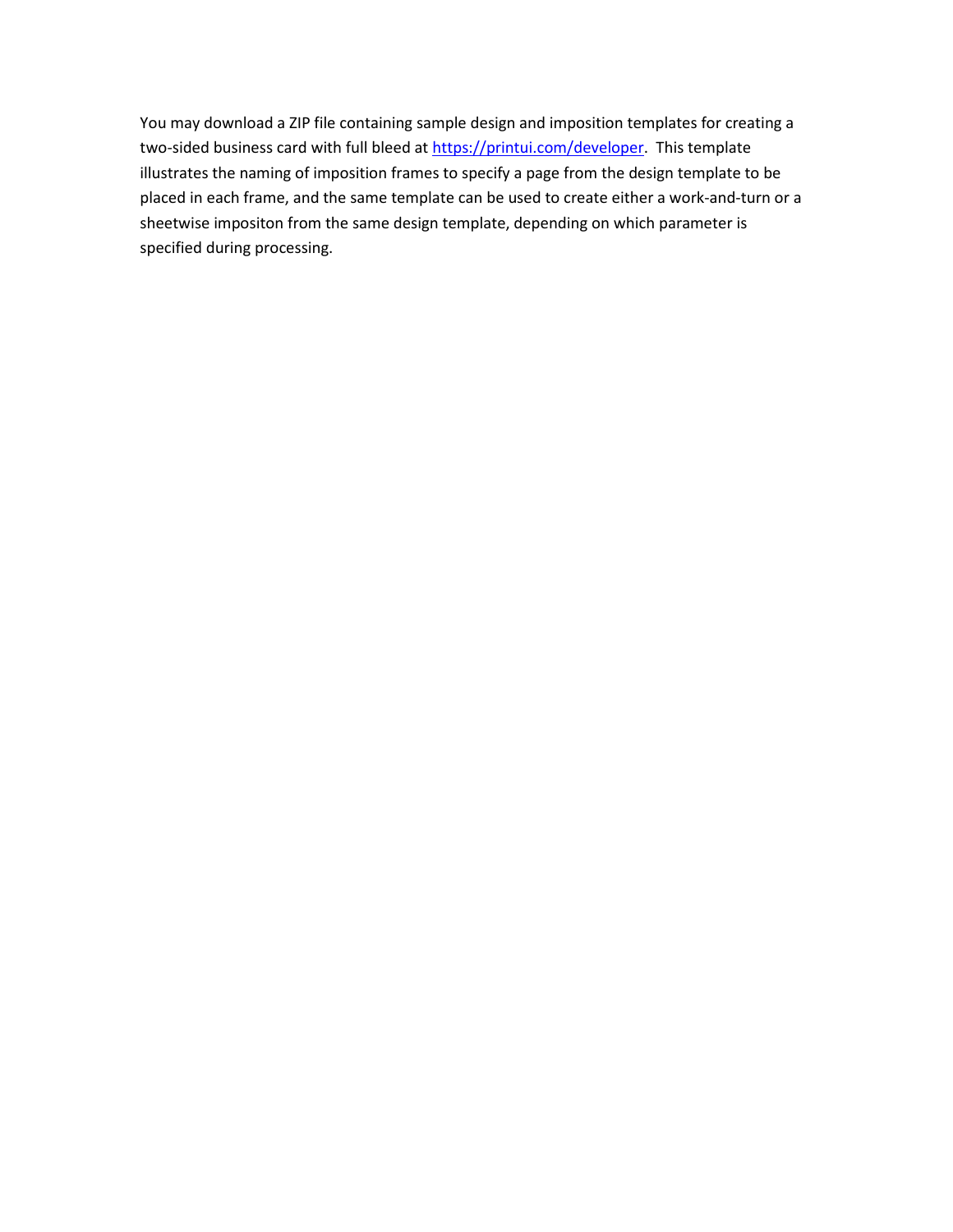You may download a ZIP file containing sample design and imposition templates for creating a two-sided business card with full bleed at [https://printui.com/developer](https://printui.com/developer). This template illustrates the naming of imposition frames to specify a page from the design template to be placed in each frame, and the same template can be used to create either a work-and-turn or a sheetwise impositon from the same design template, depending on which parameter is specified during processing.